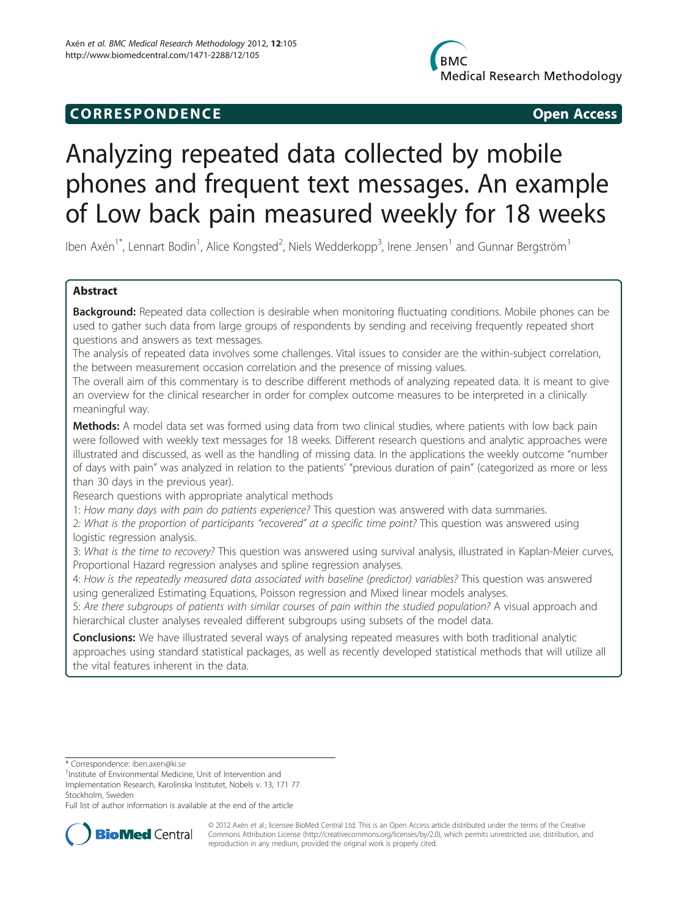CORRESPONDENCE Open Access

# Analyzing repeated data collected by mobile phones and frequent text messages. An example of Low back pain measured weekly for 18 weeks

Iben Axén[1*], Lennart Bodin[1], Alice Kongsted[2], Niels Wedderkopp[3], Irene Jensen[1] and Gunnar Bergström[1]

## Abstract

**Background:** Repeated data collection is desirable when monitoring fluctuating conditions. Mobile phones can be used to gather such data from large groups of respondents by sending and receiving frequently repeated short questions and answers as text messages.

The analysis of repeated data involves some challenges. Vital issues to consider are the within-subject correlation, the between measurement occasion correlation and the presence of missing values.

The overall aim of this commentary is to describe different methods of analyzing repeated data. It is meant to give an overview for the clinical researcher in order for complex outcome measures to be interpreted in a clinically meaningful way.

**Methods:** A model data set was formed using data from two clinical studies, where patients with low back pain were followed with weekly text messages for 18 weeks. Different research questions and analytic approaches were illustrated and discussed, as well as the handling of missing data. In the applications the weekly outcome "number of days with pain" was analyzed in relation to the patients' "previous duration of pain" (categorized as more or less than 30 days in the previous year).

Research questions with appropriate analytical methods

1: *How many days with pain do patients experience?* This question was answered with data summaries.

2: *What is the proportion of participants "recovered" at a specific time point?* This question was answered using logistic regression analysis.

3: *What is the time to recovery?* This question was answered using survival analysis, illustrated in Kaplan-Meier curves, Proportional Hazard regression analyses and spline regression analyses.

4: *How is the repeatedly measured data associated with baseline (predictor) variables?* This question was answered using generalized Estimating Equations, Poisson regression and Mixed linear models analyses.

5: *Are there subgroups of patients with similar courses of pain within the studied population?* A visual approach and hierarchical cluster analyses revealed different subgroups using subsets of the model data.

**Conclusions:** We have illustrated several ways of analysing repeated measures with both traditional analytic approaches using standard statistical packages, as well as recently developed statistical methods that will utilize all the vital features inherent in the data.

---

\* Correspondence: iben.axen@ki.se

[1]Institute of Environmental Medicine, Unit of Intervention and Implementation Research, Karolinska Institutet, Nobels v. 13, 171 77 Stockholm, Sweden

Full list of author information is available at the end of the article

© 2012 Axén et al.; licensee BioMed Central Ltd. This is an Open Access article distributed under the terms of the Creative Commons Attribution License (http://creativecommons.org/licenses/by/2.0), which permits unrestricted use, distribution, and reproduction in any medium, provided the original work is properly cited.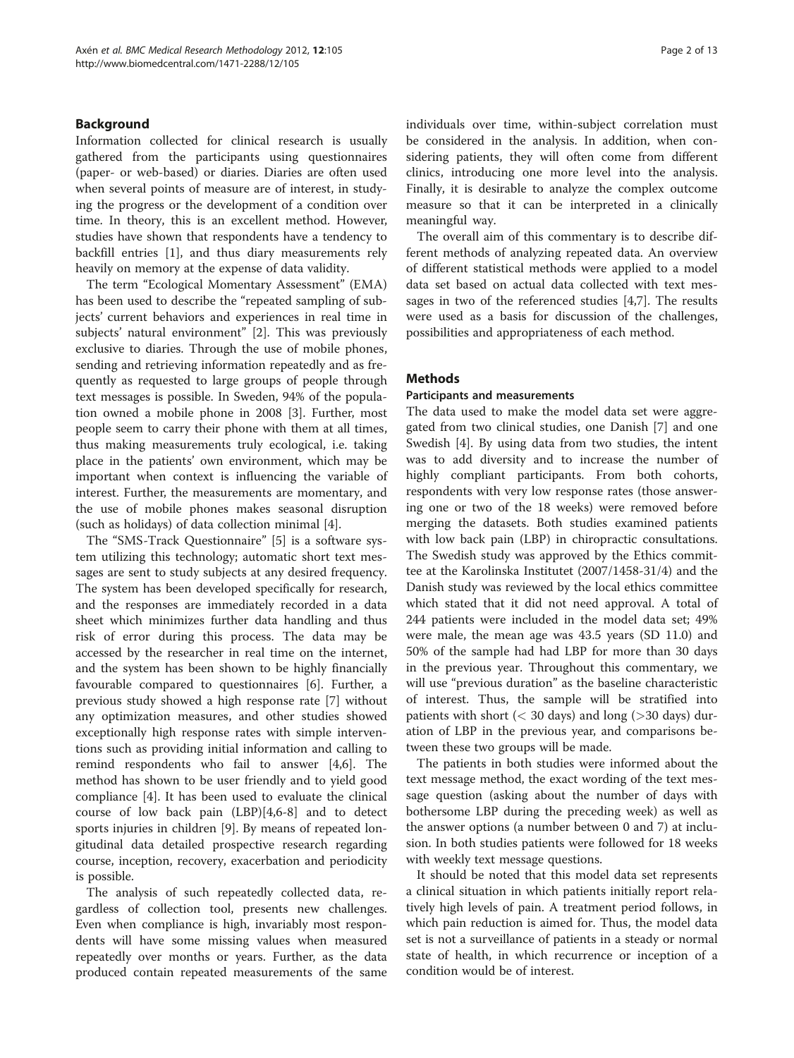## Background

Information collected for clinical research is usually gathered from the participants using questionnaires (paper- or web-based) or diaries. Diaries are often used when several points of measure are of interest, in studying the progress or the development of a condition over time. In theory, this is an excellent method. However, studies have shown that respondents have a tendency to backfill entries [1], and thus diary measurements rely heavily on memory at the expense of data validity.

The term "Ecological Momentary Assessment" (EMA) has been used to describe the "repeated sampling of subjects' current behaviors and experiences in real time in subjects' natural environment" [2]. This was previously exclusive to diaries. Through the use of mobile phones, sending and retrieving information repeatedly and as frequently as requested to large groups of people through text messages is possible. In Sweden, 94% of the population owned a mobile phone in 2008 [3]. Further, most people seem to carry their phone with them at all times, thus making measurements truly ecological, i.e. taking place in the patients' own environment, which may be important when context is influencing the variable of interest. Further, the measurements are momentary, and the use of mobile phones makes seasonal disruption (such as holidays) of data collection minimal [4].

The "SMS-Track Questionnaire" [5] is a software system utilizing this technology; automatic short text messages are sent to study subjects at any desired frequency. The system has been developed specifically for research, and the responses are immediately recorded in a data sheet which minimizes further data handling and thus risk of error during this process. The data may be accessed by the researcher in real time on the internet, and the system has been shown to be highly financially favourable compared to questionnaires [6]. Further, a previous study showed a high response rate [7] without any optimization measures, and other studies showed exceptionally high response rates with simple interventions such as providing initial information and calling to remind respondents who fail to answer [4,6]. The method has shown to be user friendly and to yield good compliance [4]. It has been used to evaluate the clinical course of low back pain (LBP)[4,6-8] and to detect sports injuries in children [9]. By means of repeated longitudinal data detailed prospective research regarding course, inception, recovery, exacerbation and periodicity is possible.

The analysis of such repeatedly collected data, regardless of collection tool, presents new challenges. Even when compliance is high, invariably most respondents will have some missing values when measured repeatedly over months or years. Further, as the data produced contain repeated measurements of the same individuals over time, within-subject correlation must be considered in the analysis. In addition, when considering patients, they will often come from different clinics, introducing one more level into the analysis. Finally, it is desirable to analyze the complex outcome measure so that it can be interpreted in a clinically meaningful way.

The overall aim of this commentary is to describe different methods of analyzing repeated data. An overview of different statistical methods were applied to a model data set based on actual data collected with text messages in two of the referenced studies [4,7]. The results were used as a basis for discussion of the challenges, possibilities and appropriateness of each method.

## Methods

### Participants and measurements

The data used to make the model data set were aggregated from two clinical studies, one Danish [7] and one Swedish [4]. By using data from two studies, the intent was to add diversity and to increase the number of highly compliant participants. From both cohorts, respondents with very low response rates (those answering one or two of the 18 weeks) were removed before merging the datasets. Both studies examined patients with low back pain (LBP) in chiropractic consultations. The Swedish study was approved by the Ethics committee at the Karolinska Institutet (2007/1458-31/4) and the Danish study was reviewed by the local ethics committee which stated that it did not need approval. A total of 244 patients were included in the model data set; 49% were male, the mean age was 43.5 years (SD 11.0) and 50% of the sample had had LBP for more than 30 days in the previous year. Throughout this commentary, we will use "previous duration" as the baseline characteristic of interest. Thus, the sample will be stratified into patients with short ($<$ 30 days) and long ($>$30 days) duration of LBP in the previous year, and comparisons between these two groups will be made.

The patients in both studies were informed about the text message method, the exact wording of the text message question (asking about the number of days with bothersome LBP during the preceding week) as well as the answer options (a number between 0 and 7) at inclusion. In both studies patients were followed for 18 weeks with weekly text message questions.

It should be noted that this model data set represents a clinical situation in which patients initially report relatively high levels of pain. A treatment period follows, in which pain reduction is aimed for. Thus, the model data set is not a surveillance of patients in a steady or normal state of health, in which recurrence or inception of a condition would be of interest.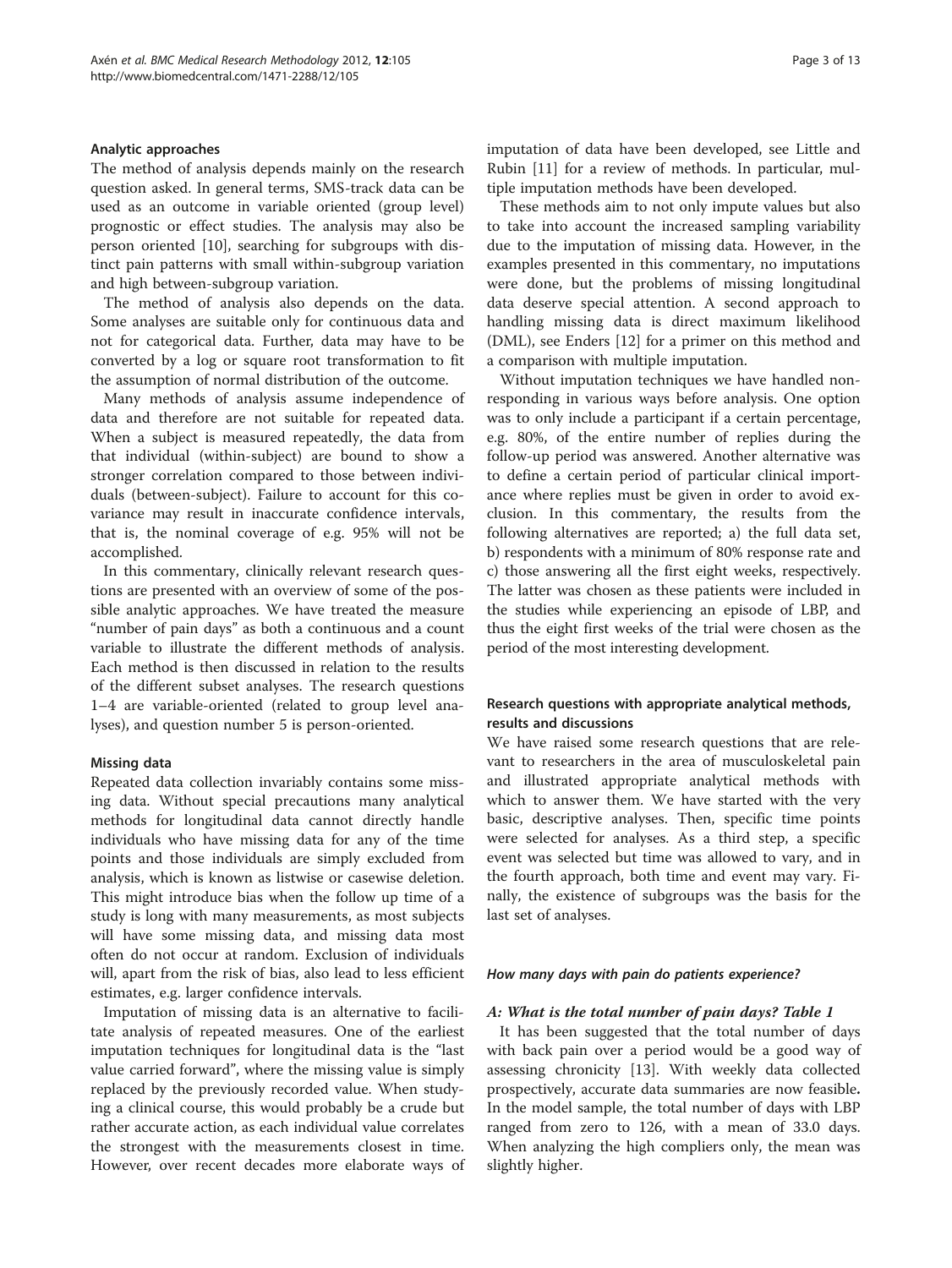### Analytic approaches

The method of analysis depends mainly on the research question asked. In general terms, SMS-track data can be used as an outcome in variable oriented (group level) prognostic or effect studies. The analysis may also be person oriented [10], searching for subgroups with distinct pain patterns with small within-subgroup variation and high between-subgroup variation.

The method of analysis also depends on the data. Some analyses are suitable only for continuous data and not for categorical data. Further, data may have to be converted by a log or square root transformation to fit the assumption of normal distribution of the outcome.

Many methods of analysis assume independence of data and therefore are not suitable for repeated data. When a subject is measured repeatedly, the data from that individual (within-subject) are bound to show a stronger correlation compared to those between individuals (between-subject). Failure to account for this covariance may result in inaccurate confidence intervals, that is, the nominal coverage of e.g. 95% will not be accomplished.

In this commentary, clinically relevant research questions are presented with an overview of some of the possible analytic approaches. We have treated the measure "number of pain days" as both a continuous and a count variable to illustrate the different methods of analysis. Each method is then discussed in relation to the results of the different subset analyses. The research questions 1–4 are variable-oriented (related to group level analyses), and question number 5 is person-oriented.

### Missing data

Repeated data collection invariably contains some missing data. Without special precautions many analytical methods for longitudinal data cannot directly handle individuals who have missing data for any of the time points and those individuals are simply excluded from analysis, which is known as listwise or casewise deletion. This might introduce bias when the follow up time of a study is long with many measurements, as most subjects will have some missing data, and missing data most often do not occur at random. Exclusion of individuals will, apart from the risk of bias, also lead to less efficient estimates, e.g. larger confidence intervals.

Imputation of missing data is an alternative to facilitate analysis of repeated measures. One of the earliest imputation techniques for longitudinal data is the "last value carried forward", where the missing value is simply replaced by the previously recorded value. When studying a clinical course, this would probably be a crude but rather accurate action, as each individual value correlates the strongest with the measurements closest in time. However, over recent decades more elaborate ways of imputation of data have been developed, see Little and Rubin [11] for a review of methods. In particular, multiple imputation methods have been developed.

These methods aim to not only impute values but also to take into account the increased sampling variability due to the imputation of missing data. However, in the examples presented in this commentary, no imputations were done, but the problems of missing longitudinal data deserve special attention. A second approach to handling missing data is direct maximum likelihood (DML), see Enders [12] for a primer on this method and a comparison with multiple imputation.

Without imputation techniques we have handled non-responding in various ways before analysis. One option was to only include a participant if a certain percentage, e.g. 80%, of the entire number of replies during the follow-up period was answered. Another alternative was to define a certain period of particular clinical importance where replies must be given in order to avoid exclusion. In this commentary, the results from the following alternatives are reported; a) the full data set, b) respondents with a minimum of 80% response rate and c) those answering all the first eight weeks, respectively. The latter was chosen as these patients were included in the studies while experiencing an episode of LBP, and thus the eight first weeks of the trial were chosen as the period of the most interesting development.

### Research questions with appropriate analytical methods, results and discussions

We have raised some research questions that are relevant to researchers in the area of musculoskeletal pain and illustrated appropriate analytical methods with which to answer them. We have started with the very basic, descriptive analyses. Then, specific time points were selected for analyses. As a third step, a specific event was selected but time was allowed to vary, and in the fourth approach, both time and event may vary. Finally, the existence of subgroups was the basis for the last set of analyses.

#### *How many days with pain do patients experience?*

#### *A: What is the total number of pain days? Table 1*

It has been suggested that the total number of days with back pain over a period would be a good way of assessing chronicity [13]. With weekly data collected prospectively, accurate data summaries are now feasible. In the model sample, the total number of days with LBP ranged from zero to 126, with a mean of 33.0 days. When analyzing the high compliers only, the mean was slightly higher.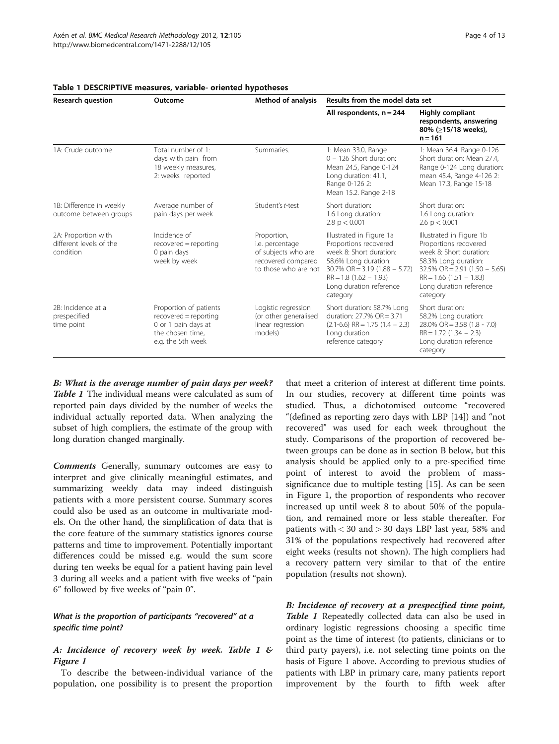**Table 1 DESCRIPTIVE measures, variable- oriented hypotheses**

| Research question | Outcome | Method of analysis | Results from the model data set | |
|---|---|---|---|---|
| | | | All respondents, n = 244 | Highly compliant respondents, answering 80% (≥15/18 weeks), n = 161 |
| 1A: Crude outcome | Total number of 1: days with pain from 18 weekly measures, 2: weeks reported | Summaries. | 1: Mean 33.0, Range 0 – 126 Short duration: Mean 24.5, Range 0-124 Long duration: 41.1, Range 0-126 2: Mean 15.2. Range 2-18 | 1: Mean 36.4. Range 0-126 Short duration: Mean 27.4, Range 0-124 Long duration: mean 45.4, Range 4-126 2: Mean 17.3, Range 15-18 |
| 1B: Difference in weekly outcome between groups | Average number of pain days per week | Student's *t*-test | Short duration: 1.6 Long duration: 2.8 $p < 0.001$ | Short duration: 1.6 Long duration: 2.6 $p < 0.001$ |
| 2A: Proportion with different levels of the condition | Incidence of recovered = reporting 0 pain days week by week | Proportion, i.e. percentage of subjects who are recovered compared to those who are not | Illustrated in Figure 1a Proportions recovered week 8: Short duration: 58.6% Long duration: 30.7% OR = 3.19 (1.88 – 5.72) RR = 1.8 (1.62 – 1.93) Long duration reference category | Illustrated in Figure 1b Proportions recovered week 8: Short duration: 58.3% Long duration: 32.5% OR = 2.91 (1.50 – 5.65) RR = 1.66 (1.51 – 1.83) Long duration reference category |
| 2B: Incidence at a prespecified time point | Proportion of patients recovered = reporting 0 or 1 pain days at the chosen time, e.g. the 5th week | Logistic regression (or other generalised linear regression models) | Short duration: 58.7% Long duration: 27.7% OR = 3.71 (2.1-6.6) RR = 1.75 (1.4 – 2.3) Long duration reference category | Short duration: 58.2% Long duration: 28.0% OR = 3.58 (1.8 - 7.0) RR = 1.72 (1.34 – 2.3) Long duration reference category |

***B: What is the average number of pain days per week? Table 1*** The individual means were calculated as sum of reported pain days divided by the number of weeks the individual actually reported data. When analyzing the subset of high compliers, the estimate of the group with long duration changed marginally.

***Comments*** Generally, summary outcomes are easy to interpret and give clinically meaningful estimates, and summarizing weekly data may indeed distinguish patients with a more persistent course. Summary scores could also be used as an outcome in multivariate models. On the other hand, the simplification of data that is the core feature of the summary statistics ignores course patterns and time to improvement. Potentially important differences could be missed e.g. would the sum score during ten weeks be equal for a patient having pain level 3 during all weeks and a patient with five weeks of "pain 6" followed by five weeks of "pain 0".

#### *What is the proportion of participants "recovered" at a specific time point?*

##### ***A: Incidence of recovery week by week. Table 1 & Figure 1***

To describe the between-individual variance of the population, one possibility is to present the proportion that meet a criterion of interest at different time points. In our studies, recovery at different time points was studied. Thus, a dichotomised outcome "recovered "(defined as reporting zero days with LBP [14]) and "not recovered" was used for each week throughout the study. Comparisons of the proportion of recovered between groups can be done as in section B below, but this analysis should be applied only to a pre-specified time point of interest to avoid the problem of mass-significance due to multiple testing [15]. As can be seen in Figure 1, the proportion of respondents who recover increased up until week 8 to about 50% of the population, and remained more or less stable thereafter. For patients with < 30 and > 30 days LBP last year, 58% and 31% of the populations respectively had recovered after eight weeks (results not shown). The high compliers had a recovery pattern very similar to that of the entire population (results not shown).

***B: Incidence of recovery at a prespecified time point, Table 1*** Repeatedly collected data can also be used in ordinary logistic regressions choosing a specific time point as the time of interest (to patients, clinicians or to third party payers), i.e. not selecting time points on the basis of Figure 1 above. According to previous studies of patients with LBP in primary care, many patients report improvement by the fourth to fifth week after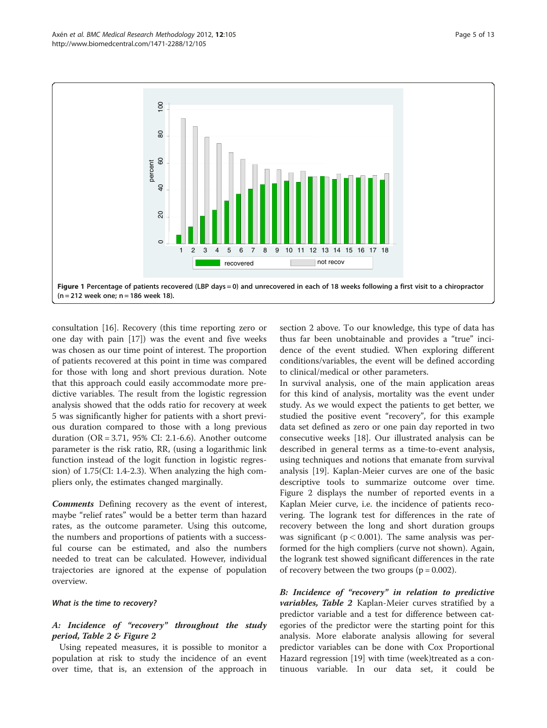**Figure 1 Percentage of patients recovered (LBP days = 0) and unrecovered in each of 18 weeks following a first visit to a chiropractor (n = 212 week one; n = 186 week 18).**

consultation [16]. Recovery (this time reporting zero or one day with pain [17]) was the event and five weeks was chosen as our time point of interest. The proportion of patients recovered at this point in time was compared for those with long and short previous duration. Note that this approach could easily accommodate more predictive variables. The result from the logistic regression analysis showed that the odds ratio for recovery at week 5 was significantly higher for patients with a short previous duration compared to those with a long previous duration (OR = 3.71, 95% CI: 2.1-6.6). Another outcome parameter is the risk ratio, RR, (using a logarithmic link function instead of the logit function in logistic regression) of 1.75(CI: 1.4-2.3). When analyzing the high compliers only, the estimates changed marginally.

***Comments*** Defining recovery as the event of interest, maybe "relief rates" would be a better term than hazard rates, as the outcome parameter. Using this outcome, the numbers and proportions of patients with a successful course can be estimated, and also the numbers needed to treat can be calculated. However, individual trajectories are ignored at the expense of population overview.

#### *What is the time to recovery?*

***A: Incidence of "recovery" throughout the study period, Table 2 & Figure 2***

Using repeated measures, it is possible to monitor a population at risk to study the incidence of an event over time, that is, an extension of the approach in section 2 above. To our knowledge, this type of data has thus far been unobtainable and provides a "true" incidence of the event studied. When exploring different conditions/variables, the event will be defined according to clinical/medical or other parameters.

In survival analysis, one of the main application areas for this kind of analysis, mortality was the event under study. As we would expect the patients to get better, we studied the positive event "recovery", for this example data set defined as zero or one pain day reported in two consecutive weeks [18]. Our illustrated analysis can be described in general terms as a time-to-event analysis, using techniques and notions that emanate from survival analysis [19]. Kaplan-Meier curves are one of the basic descriptive tools to summarize outcome over time. Figure 2 displays the number of reported events in a Kaplan Meier curve, i.e. the incidence of patients recovering. The logrank test for differences in the rate of recovery between the long and short duration groups was significant ($p < 0.001$). The same analysis was performed for the high compliers (curve not shown). Again, the logrank test showed significant differences in the rate of recovery between the two groups ($p = 0.002$).

***B: Incidence of "recovery" in relation to predictive variables, Table 2*** Kaplan-Meier curves stratified by a predictor variable and a test for difference between categories of the predictor were the starting point for this analysis. More elaborate analysis allowing for several predictor variables can be done with Cox Proportional Hazard regression [19] with time (week)treated as a continuous variable. In our data set, it could be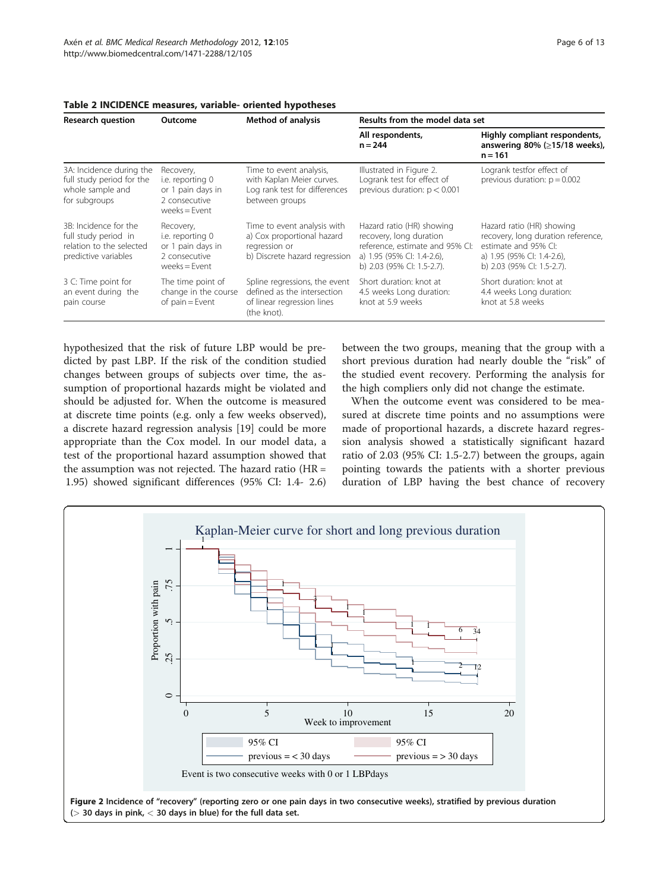**Table 2 INCIDENCE measures, variable- oriented hypotheses**

| Research question | Outcome | Method of analysis | Results from the model data set | |
|---|---|---|---|---|
| | | | All respondents, n = 244 | Highly compliant respondents, answering 80% (≥15/18 weeks), n = 161 |
| 3A: Incidence during the full study period for the whole sample and for subgroups | Recovery, i.e. reporting 0 or 1 pain days in 2 consecutive weeks = Event | Time to event analysis, with Kaplan Meier curves. Log rank test for differences between groups | Illustrated in Figure 2. Logrank test for effect of previous duration: p < 0.001 | Logrank testfor effect of previous duration: p = 0.002 |
| 3B: Incidence for the full study period in relation to the selected predictive variables | Recovery, i.e. reporting 0 or 1 pain days in 2 consecutive weeks = Event | Time to event analysis with a) Cox proportional hazard regression or b) Discrete hazard regression | Hazard ratio (HR) showing recovery, long duration reference, estimate and 95% CI: a) 1.95 (95% CI: 1.4-2.6), b) 2.03 (95% CI: 1.5-2.7). | Hazard ratio (HR) showing recovery, long duration reference, estimate and 95% CI: a) 1.95 (95% CI: 1.4-2.6), b) 2.03 (95% CI: 1.5-2.7). |
| 3 C: Time point for an event during the pain course | The time point of change in the course of pain = Event | Spline regressions, the event defined as the intersection of linear regression lines (the knot). | Short duration: knot at 4.5 weeks Long duration: knot at 5.9 weeks | Short duration: knot at 4.4 weeks Long duration: knot at 5.8 weeks |

hypothesized that the risk of future LBP would be predicted by past LBP. If the risk of the condition studied changes between groups of subjects over time, the assumption of proportional hazards might be violated and should be adjusted for. When the outcome is measured at discrete time points (e.g. only a few weeks observed), a discrete hazard regression analysis [19] could be more appropriate than the Cox model. In our model data, a test of the proportional hazard assumption showed that the assumption was not rejected. The hazard ratio (HR = 1.95) showed significant differences (95% CI: 1.4- 2.6) between the two groups, meaning that the group with a short previous duration had nearly double the "risk" of the studied event recovery. Performing the analysis for the high compliers only did not change the estimate.

When the outcome event was considered to be measured at discrete time points and no assumptions were made of proportional hazards, a discrete hazard regression analysis showed a statistically significant hazard ratio of 2.03 (95% CI: 1.5-2.7) between the groups, again pointing towards the patients with a shorter previous duration of LBP having the best chance of recovery

**Figure 2** Incidence of "recovery" (reporting zero or one pain days in two consecutive weeks), stratified by previous duration (> 30 days in pink, < 30 days in blue) for the full data set.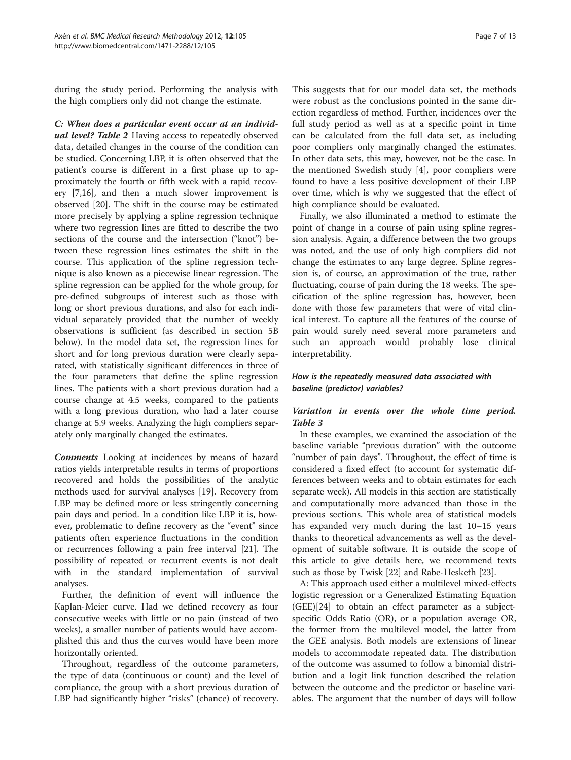during the study period. Performing the analysis with the high compliers only did not change the estimate.

***C: When does a particular event occur at an individual level? Table 2*** Having access to repeatedly observed data, detailed changes in the course of the condition can be studied. Concerning LBP, it is often observed that the patient's course is different in a first phase up to approximately the fourth or fifth week with a rapid recovery [7,16], and then a much slower improvement is observed [20]. The shift in the course may be estimated more precisely by applying a spline regression technique where two regression lines are fitted to describe the two sections of the course and the intersection ("knot") between these regression lines estimates the shift in the course. This application of the spline regression technique is also known as a piecewise linear regression. The spline regression can be applied for the whole group, for pre-defined subgroups of interest such as those with long or short previous durations, and also for each individual separately provided that the number of weekly observations is sufficient (as described in section 5B below). In the model data set, the regression lines for short and for long previous duration were clearly separated, with statistically significant differences in three of the four parameters that define the spline regression lines. The patients with a short previous duration had a course change at 4.5 weeks, compared to the patients with a long previous duration, who had a later course change at 5.9 weeks. Analyzing the high compliers separately only marginally changed the estimates.

***Comments*** Looking at incidences by means of hazard ratios yields interpretable results in terms of proportions recovered and holds the possibilities of the analytic methods used for survival analyses [19]. Recovery from LBP may be defined more or less stringently concerning pain days and period. In a condition like LBP it is, however, problematic to define recovery as the "event" since patients often experience fluctuations in the condition or recurrences following a pain free interval [21]. The possibility of repeated or recurrent events is not dealt with in the standard implementation of survival analyses.

Further, the definition of event will influence the Kaplan-Meier curve. Had we defined recovery as four consecutive weeks with little or no pain (instead of two weeks), a smaller number of patients would have accomplished this and thus the curves would have been more horizontally oriented.

Throughout, regardless of the outcome parameters, the type of data (continuous or count) and the level of compliance, the group with a short previous duration of LBP had significantly higher "risks" (chance) of recovery. This suggests that for our model data set, the methods were robust as the conclusions pointed in the same direction regardless of method. Further, incidences over the full study period as well as at a specific point in time can be calculated from the full data set, as including poor compliers only marginally changed the estimates. In other data sets, this may, however, not be the case. In the mentioned Swedish study [4], poor compliers were found to have a less positive development of their LBP over time, which is why we suggested that the effect of high compliance should be evaluated.

Finally, we also illuminated a method to estimate the point of change in a course of pain using spline regression analysis. Again, a difference between the two groups was noted, and the use of only high compliers did not change the estimates to any large degree. Spline regression is, of course, an approximation of the true, rather fluctuating, course of pain during the 18 weeks. The specification of the spline regression has, however, been done with those few parameters that were of vital clinical interest. To capture all the features of the course of pain would surely need several more parameters and such an approach would probably lose clinical interpretability.

### *How is the repeatedly measured data associated with baseline (predictor) variables?*

#### *Variation in events over the whole time period. Table 3*

In these examples, we examined the association of the baseline variable "previous duration" with the outcome "number of pain days". Throughout, the effect of time is considered a fixed effect (to account for systematic differences between weeks and to obtain estimates for each separate week). All models in this section are statistically and computationally more advanced than those in the previous sections. This whole area of statistical models has expanded very much during the last 10–15 years thanks to theoretical advancements as well as the development of suitable software. It is outside the scope of this article to give details here, we recommend texts such as those by Twisk [22] and Rabe-Hesketh [23].

A: This approach used either a multilevel mixed-effects logistic regression or a Generalized Estimating Equation (GEE)[24] to obtain an effect parameter as a subject-specific Odds Ratio (OR), or a population average OR, the former from the multilevel model, the latter from the GEE analysis. Both models are extensions of linear models to accommodate repeated data. The distribution of the outcome was assumed to follow a binomial distribution and a logit link function described the relation between the outcome and the predictor or baseline variables. The argument that the number of days will follow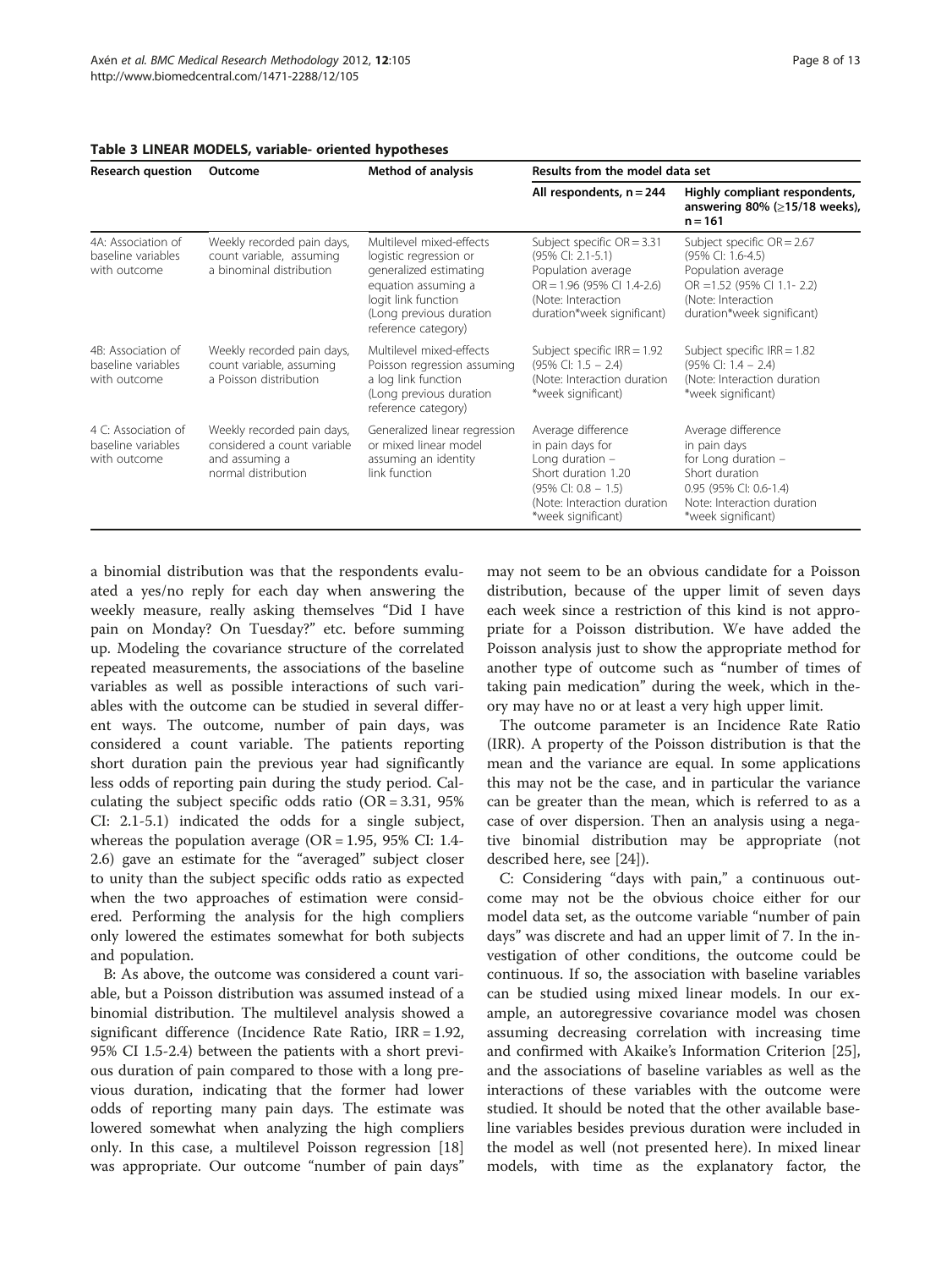**Table 3 LINEAR MODELS, variable- oriented hypotheses**

| Research question | Outcome | Method of analysis | Results from the model data set | |
|---|---|---|---|---|
| | | | All respondents, n = 244 | Highly compliant respondents, answering 80% (≥15/18 weeks), n = 161 |
| 4A: Association of baseline variables with outcome | Weekly recorded pain days, count variable, assuming a binominal distribution | Multilevel mixed-effects logistic regression or generalized estimating equation assuming a logit link function (Long previous duration reference category) | Subject specific OR = 3.31 (95% CI: 2.1-5.1) Population average OR = 1.96 (95% CI 1.4-2.6) (Note: Interaction duration*week significant) | Subject specific OR = 2.67 (95% CI: 1.6-4.5) Population average OR =1.52 (95% CI 1.1- 2.2) (Note: Interaction duration*week significant) |
| 4B: Association of baseline variables with outcome | Weekly recorded pain days, count variable, assuming a Poisson distribution | Multilevel mixed-effects Poisson regression assuming a log link function (Long previous duration reference category) | Subject specific IRR = 1.92 (95% CI: 1.5 – 2.4) (Note: Interaction duration *week significant) | Subject specific IRR = 1.82 (95% CI: 1.4 – 2.4) (Note: Interaction duration *week significant) |
| 4 C: Association of baseline variables with outcome | Weekly recorded pain days, considered a count variable and assuming a normal distribution | Generalized linear regression or mixed linear model assuming an identity link function | Average difference in pain days for Long duration – Short duration 1.20 (95% CI: 0.8 – 1.5) (Note: Interaction duration *week significant) | Average difference in pain days for Long duration – Short duration 0.95 (95% CI: 0.6-1.4) Note: Interaction duration *week significant) |

a binomial distribution was that the respondents evaluated a yes/no reply for each day when answering the weekly measure, really asking themselves "Did I have pain on Monday? On Tuesday?" etc. before summing up. Modeling the covariance structure of the correlated repeated measurements, the associations of the baseline variables as well as possible interactions of such variables with the outcome can be studied in several different ways. The outcome, number of pain days, was considered a count variable. The patients reporting short duration pain the previous year had significantly less odds of reporting pain during the study period. Calculating the subject specific odds ratio (OR = 3.31, 95% CI: 2.1-5.1) indicated the odds for a single subject, whereas the population average (OR = 1.95, 95% CI: 1.4-2.6) gave an estimate for the "averaged" subject closer to unity than the subject specific odds ratio as expected when the two approaches of estimation were considered. Performing the analysis for the high compliers only lowered the estimates somewhat for both subjects and population.

B: As above, the outcome was considered a count variable, but a Poisson distribution was assumed instead of a binomial distribution. The multilevel analysis showed a significant difference (Incidence Rate Ratio, IRR = 1.92, 95% CI 1.5-2.4) between the patients with a short previous duration of pain compared to those with a long previous duration, indicating that the former had lower odds of reporting many pain days. The estimate was lowered somewhat when analyzing the high compliers only. In this case, a multilevel Poisson regression [18] was appropriate. Our outcome "number of pain days" may not seem to be an obvious candidate for a Poisson distribution, because of the upper limit of seven days each week since a restriction of this kind is not appropriate for a Poisson distribution. We have added the Poisson analysis just to show the appropriate method for another type of outcome such as "number of times of taking pain medication" during the week, which in theory may have no or at least a very high upper limit.

The outcome parameter is an Incidence Rate Ratio (IRR). A property of the Poisson distribution is that the mean and the variance are equal. In some applications this may not be the case, and in particular the variance can be greater than the mean, which is referred to as a case of over dispersion. Then an analysis using a negative binomial distribution may be appropriate (not described here, see [24]).

C: Considering "days with pain," a continuous outcome may not be the obvious choice either for our model data set, as the outcome variable "number of pain days" was discrete and had an upper limit of 7. In the investigation of other conditions, the outcome could be continuous. If so, the association with baseline variables can be studied using mixed linear models. In our example, an autoregressive covariance model was chosen assuming decreasing correlation with increasing time and confirmed with Akaike's Information Criterion [25], and the associations of baseline variables as well as the interactions of these variables with the outcome were studied. It should be noted that the other available baseline variables besides previous duration were included in the model as well (not presented here). In mixed linear models, with time as the explanatory factor, the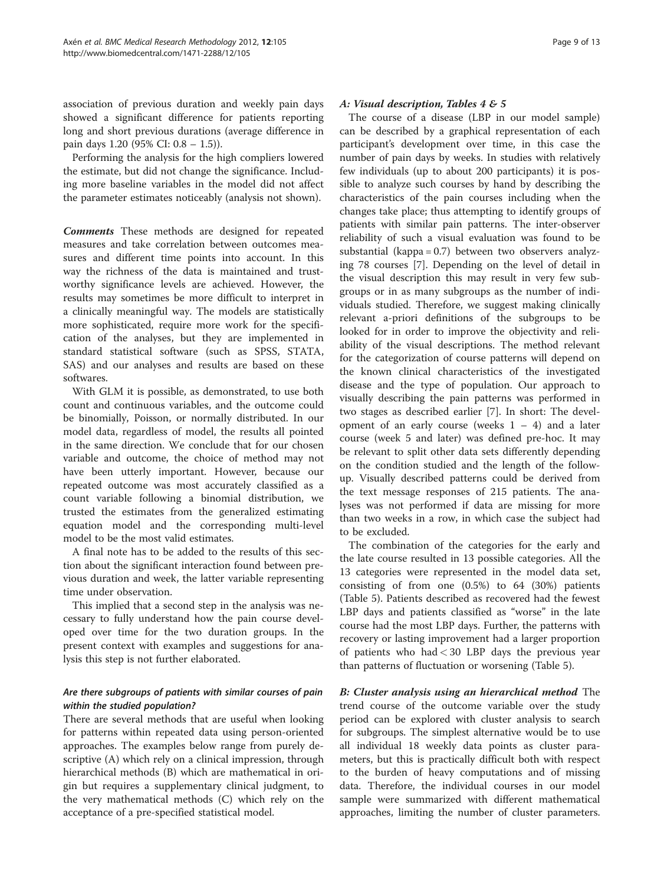association of previous duration and weekly pain days showed a significant difference for patients reporting long and short previous durations (average difference in pain days 1.20 (95% CI: 0.8 – 1.5)).

Performing the analysis for the high compliers lowered the estimate, but did not change the significance. Including more baseline variables in the model did not affect the parameter estimates noticeably (analysis not shown).

***Comments*** These methods are designed for repeated measures and take correlation between outcomes measures and different time points into account. In this way the richness of the data is maintained and trustworthy significance levels are achieved. However, the results may sometimes be more difficult to interpret in a clinically meaningful way. The models are statistically more sophisticated, require more work for the specification of the analyses, but they are implemented in standard statistical software (such as SPSS, STATA, SAS) and our analyses and results are based on these softwares.

With GLM it is possible, as demonstrated, to use both count and continuous variables, and the outcome could be binomially, Poisson, or normally distributed. In our model data, regardless of model, the results all pointed in the same direction. We conclude that for our chosen variable and outcome, the choice of method may not have been utterly important. However, because our repeated outcome was most accurately classified as a count variable following a binomial distribution, we trusted the estimates from the generalized estimating equation model and the corresponding multi-level model to be the most valid estimates.

A final note has to be added to the results of this section about the significant interaction found between previous duration and week, the latter variable representing time under observation.

This implied that a second step in the analysis was necessary to fully understand how the pain course developed over time for the two duration groups. In the present context with examples and suggestions for analysis this step is not further elaborated.

### *Are there subgroups of patients with similar courses of pain within the studied population?*

There are several methods that are useful when looking for patterns within repeated data using person-oriented approaches. The examples below range from purely descriptive (A) which rely on a clinical impression, through hierarchical methods (B) which are mathematical in origin but requires a supplementary clinical judgment, to the very mathematical methods (C) which rely on the acceptance of a pre-specified statistical model.

#### *A: Visual description, Tables 4 & 5*

The course of a disease (LBP in our model sample) can be described by a graphical representation of each participant's development over time, in this case the number of pain days by weeks. In studies with relatively few individuals (up to about 200 participants) it is possible to analyze such courses by hand by describing the characteristics of the pain courses including when the changes take place; thus attempting to identify groups of patients with similar pain patterns. The inter-observer reliability of such a visual evaluation was found to be substantial (kappa = 0.7) between two observers analyzing 78 courses [7]. Depending on the level of detail in the visual description this may result in very few subgroups or in as many subgroups as the number of individuals studied. Therefore, we suggest making clinically relevant a-priori definitions of the subgroups to be looked for in order to improve the objectivity and reliability of the visual descriptions. The method relevant for the categorization of course patterns will depend on the known clinical characteristics of the investigated disease and the type of population. Our approach to visually describing the pain patterns was performed in two stages as described earlier [7]. In short: The development of an early course (weeks 1 – 4) and a later course (week 5 and later) was defined pre-hoc. It may be relevant to split other data sets differently depending on the condition studied and the length of the follow-up. Visually described patterns could be derived from the text message responses of 215 patients. The analyses was not performed if data are missing for more than two weeks in a row, in which case the subject had to be excluded.

The combination of the categories for the early and the late course resulted in 13 possible categories. All the 13 categories were represented in the model data set, consisting of from one (0.5%) to 64 (30%) patients (Table 5). Patients described as recovered had the fewest LBP days and patients classified as "worse" in the late course had the most LBP days. Further, the patterns with recovery or lasting improvement had a larger proportion of patients who had < 30 LBP days the previous year than patterns of fluctuation or worsening (Table 5).

***B: Cluster analysis using an hierarchical method*** The trend course of the outcome variable over the study period can be explored with cluster analysis to search for subgroups. The simplest alternative would be to use all individual 18 weekly data points as cluster parameters, but this is practically difficult both with respect to the burden of heavy computations and of missing data. Therefore, the individual courses in our model sample were summarized with different mathematical approaches, limiting the number of cluster parameters.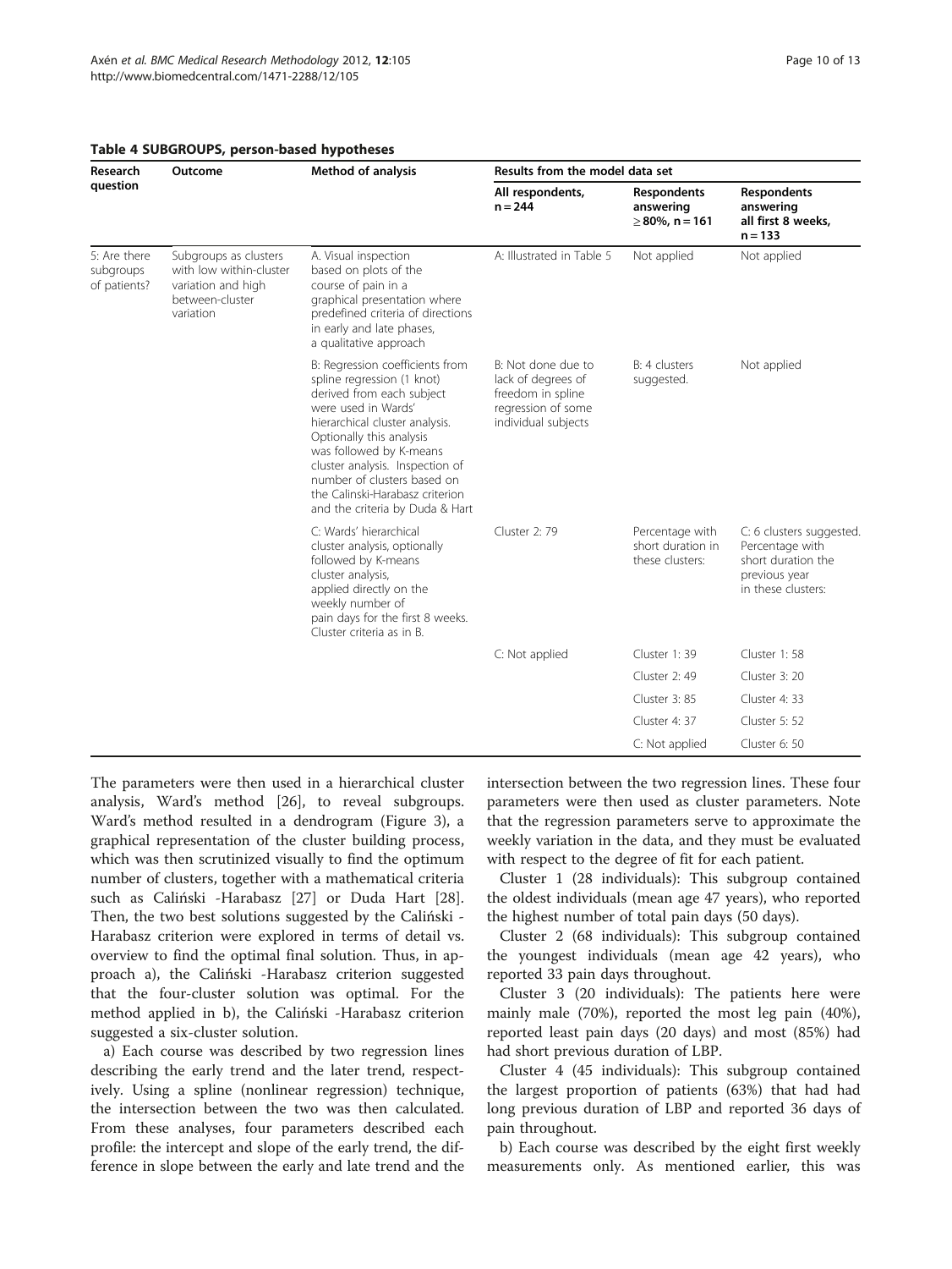**Table 4 SUBGROUPS, person-based hypotheses**

| Research question | Outcome | Method of analysis | Results from the model data set | | |
|---|---|---|---|---|---|
| | | | All respondents, n = 244 | Respondents answering ≥80%, n = 161 | Respondents answering all first 8 weeks, n = 133 |
| 5: Are there subgroups of patients? | Subgroups as clusters with low within-cluster variation and high between-cluster variation | A. Visual inspection based on plots of the course of pain in a graphical presentation where predefined criteria of directions in early and late phases, a qualitative approach | A: Illustrated in Table 5 | Not applied | Not applied |
| | | B: Regression coefficients from spline regression (1 knot) derived from each subject were used in Wards' hierarchical cluster analysis. Optionally this analysis was followed by K-means cluster analysis. Inspection of number of clusters based on the Calinski-Harabasz criterion and the criteria by Duda & Hart | B: Not done due to lack of degrees of freedom in spline regression of some individual subjects | B: 4 clusters suggested. | Not applied |
| | | C: Wards' hierarchical cluster analysis, optionally followed by K-means cluster analysis, applied directly on the weekly number of pain days for the first 8 weeks. Cluster criteria as in B. | Cluster 2: 79 | Percentage with short duration in these clusters: | C: 6 clusters suggested. Percentage with short duration the previous year in these clusters: |
| | | | C: Not applied | Cluster 1: 39 | Cluster 1: 58 |
| | | | | Cluster 2: 49 | Cluster 3: 20 |
| | | | | Cluster 3: 85 | Cluster 4: 33 |
| | | | | Cluster 4: 37 | Cluster 5: 52 |
| | | | | C: Not applied | Cluster 6: 50 |

The parameters were then used in a hierarchical cluster analysis, Ward's method [26], to reveal subgroups. Ward's method resulted in a dendrogram (Figure 3), a graphical representation of the cluster building process, which was then scrutinized visually to find the optimum number of clusters, together with a mathematical criteria such as Caliński -Harabasz [27] or Duda Hart [28]. Then, the two best solutions suggested by the Caliński - Harabasz criterion were explored in terms of detail vs. overview to find the optimal final solution. Thus, in approach a), the Caliński -Harabasz criterion suggested that the four-cluster solution was optimal. For the method applied in b), the Caliński -Harabasz criterion suggested a six-cluster solution.

a) Each course was described by two regression lines describing the early trend and the later trend, respectively. Using a spline (nonlinear regression) technique, the intersection between the two was then calculated. From these analyses, four parameters described each profile: the intercept and slope of the early trend, the difference in slope between the early and late trend and the intersection between the two regression lines. These four parameters were then used as cluster parameters. Note that the regression parameters serve to approximate the weekly variation in the data, and they must be evaluated with respect to the degree of fit for each patient.

Cluster 1 (28 individuals): This subgroup contained the oldest individuals (mean age 47 years), who reported the highest number of total pain days (50 days).

Cluster 2 (68 individuals): This subgroup contained the youngest individuals (mean age 42 years), who reported 33 pain days throughout.

Cluster 3 (20 individuals): The patients here were mainly male (70%), reported the most leg pain (40%), reported least pain days (20 days) and most (85%) had had short previous duration of LBP.

Cluster 4 (45 individuals): This subgroup contained the largest proportion of patients (63%) that had had long previous duration of LBP and reported 36 days of pain throughout.

b) Each course was described by the eight first weekly measurements only. As mentioned earlier, this was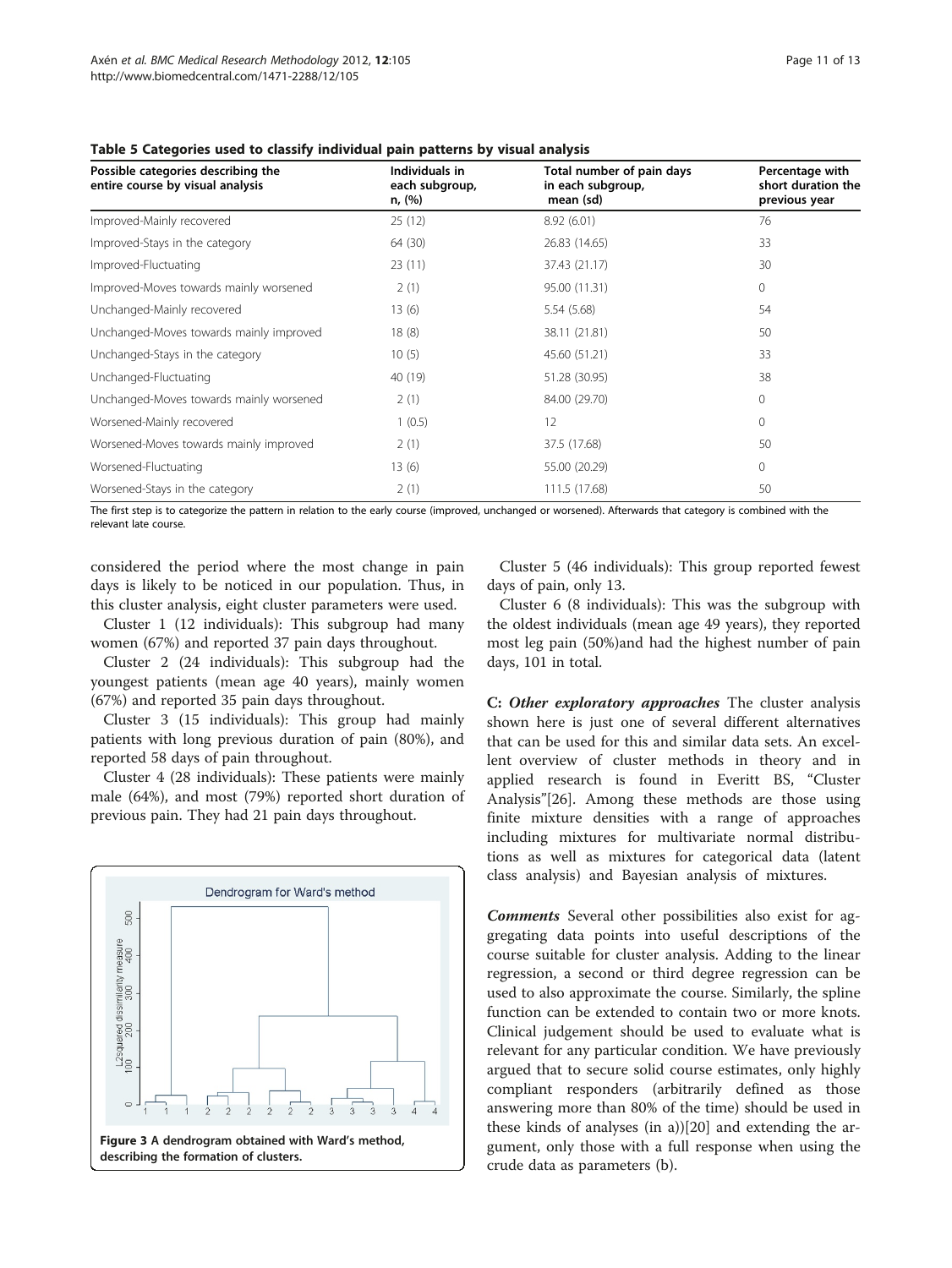**Table 5 Categories used to classify individual pain patterns by visual analysis**

| Possible categories describing the entire course by visual analysis | Individuals in each subgroup, n, (%) | Total number of pain days in each subgroup, mean (sd) | Percentage with short duration the previous year |
|---|---|---|---|
| Improved-Mainly recovered | 25 (12) | 8.92 (6.01) | 76 |
| Improved-Stays in the category | 64 (30) | 26.83 (14.65) | 33 |
| Improved-Fluctuating | 23 (11) | 37.43 (21.17) | 30 |
| Improved-Moves towards mainly worsened | 2 (1) | 95.00 (11.31) | 0 |
| Unchanged-Mainly recovered | 13 (6) | 5.54 (5.68) | 54 |
| Unchanged-Moves towards mainly improved | 18 (8) | 38.11 (21.81) | 50 |
| Unchanged-Stays in the category | 10 (5) | 45.60 (51.21) | 33 |
| Unchanged-Fluctuating | 40 (19) | 51.28 (30.95) | 38 |
| Unchanged-Moves towards mainly worsened | 2 (1) | 84.00 (29.70) | 0 |
| Worsened-Mainly recovered | 1 (0.5) | 12 | 0 |
| Worsened-Moves towards mainly improved | 2 (1) | 37.5 (17.68) | 50 |
| Worsened-Fluctuating | 13 (6) | 55.00 (20.29) | 0 |
| Worsened-Stays in the category | 2 (1) | 111.5 (17.68) | 50 |

The first step is to categorize the pattern in relation to the early course (improved, unchanged or worsened). Afterwards that category is combined with the relevant late course.

considered the period where the most change in pain days is likely to be noticed in our population. Thus, in this cluster analysis, eight cluster parameters were used.

Cluster 1 (12 individuals): This subgroup had many women (67%) and reported 37 pain days throughout.

Cluster 2 (24 individuals): This subgroup had the youngest patients (mean age 40 years), mainly women (67%) and reported 35 pain days throughout.

Cluster 3 (15 individuals): This group had mainly patients with long previous duration of pain (80%), and reported 58 days of pain throughout.

Cluster 4 (28 individuals): These patients were mainly male (64%), and most (79%) reported short duration of previous pain. They had 21 pain days throughout.

Figure 3 A dendrogram obtained with Ward's method, describing the formation of clusters.

Cluster 5 (46 individuals): This group reported fewest days of pain, only 13.

Cluster 6 (8 individuals): This was the subgroup with the oldest individuals (mean age 49 years), they reported most leg pain (50%)and had the highest number of pain days, 101 in total.

**C: *Other exploratory approaches*** The cluster analysis shown here is just one of several different alternatives that can be used for this and similar data sets. An excellent overview of cluster methods in theory and in applied research is found in Everitt BS, "Cluster Analysis"[26]. Among these methods are those using finite mixture densities with a range of approaches including mixtures for multivariate normal distributions as well as mixtures for categorical data (latent class analysis) and Bayesian analysis of mixtures.

***Comments*** Several other possibilities also exist for aggregating data points into useful descriptions of the course suitable for cluster analysis. Adding to the linear regression, a second or third degree regression can be used to also approximate the course. Similarly, the spline function can be extended to contain two or more knots. Clinical judgement should be used to evaluate what is relevant for any particular condition. We have previously argued that to secure solid course estimates, only highly compliant responders (arbitrarily defined as those answering more than 80% of the time) should be used in these kinds of analyses (in a))[20] and extending the argument, only those with a full response when using the crude data as parameters (b).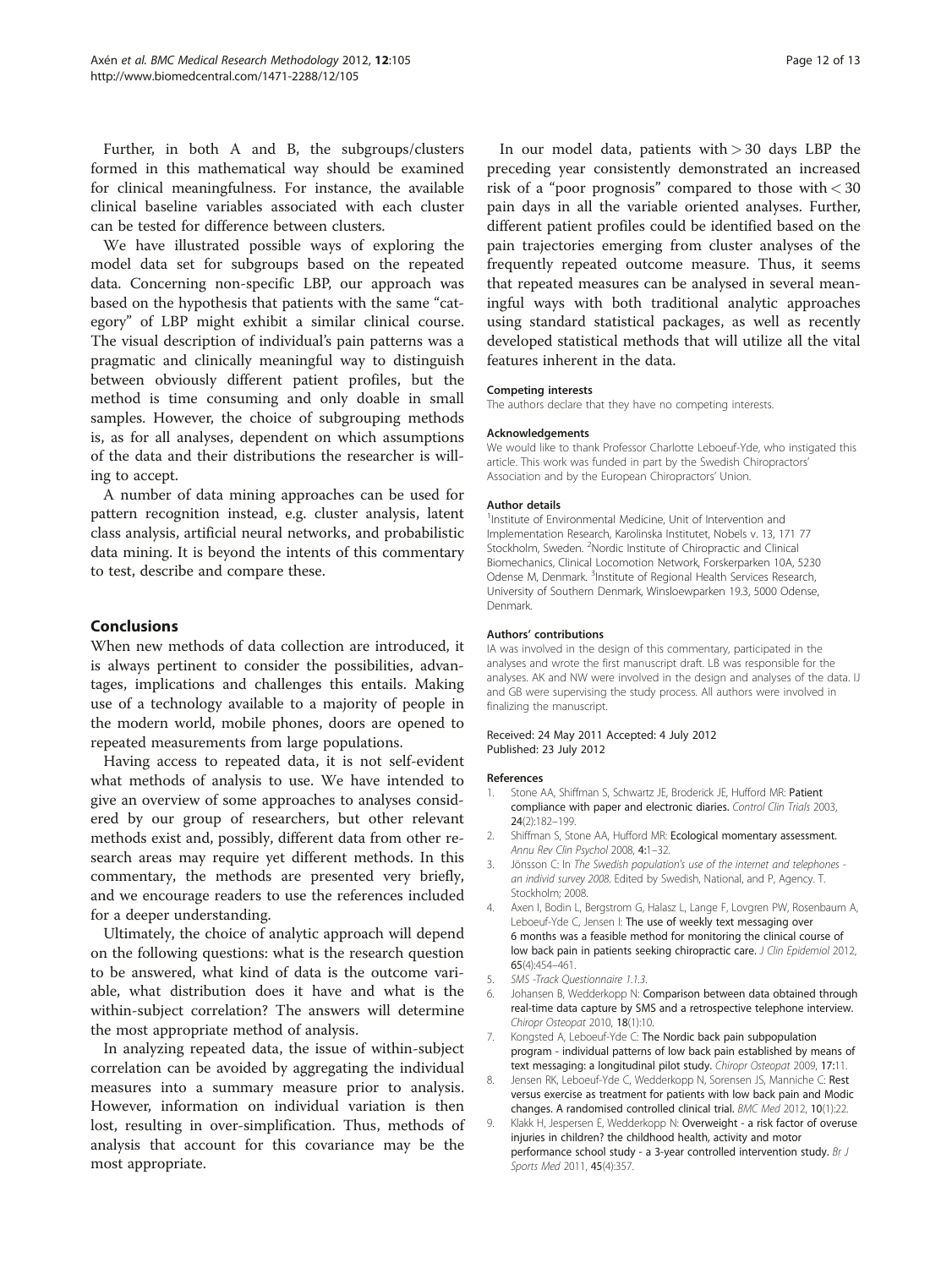Further, in both A and B, the subgroups/clusters formed in this mathematical way should be examined for clinical meaningfulness. For instance, the available clinical baseline variables associated with each cluster can be tested for difference between clusters.

We have illustrated possible ways of exploring the model data set for subgroups based on the repeated data. Concerning non-specific LBP, our approach was based on the hypothesis that patients with the same "category" of LBP might exhibit a similar clinical course. The visual description of individual's pain patterns was a pragmatic and clinically meaningful way to distinguish between obviously different patient profiles, but the method is time consuming and only doable in small samples. However, the choice of subgrouping methods is, as for all analyses, dependent on which assumptions of the data and their distributions the researcher is willing to accept.

A number of data mining approaches can be used for pattern recognition instead, e.g. cluster analysis, latent class analysis, artificial neural networks, and probabilistic data mining. It is beyond the intents of this commentary to test, describe and compare these.

## Conclusions

When new methods of data collection are introduced, it is always pertinent to consider the possibilities, advantages, implications and challenges this entails. Making use of a technology available to a majority of people in the modern world, mobile phones, doors are opened to repeated measurements from large populations.

Having access to repeated data, it is not self-evident what methods of analysis to use. We have intended to give an overview of some approaches to analyses considered by our group of researchers, but other relevant methods exist and, possibly, different data from other research areas may require yet different methods. In this commentary, the methods are presented very briefly, and we encourage readers to use the references included for a deeper understanding.

Ultimately, the choice of analytic approach will depend on the following questions: what is the research question to be answered, what kind of data is the outcome variable, what distribution does it have and what is the within-subject correlation? The answers will determine the most appropriate method of analysis.

In analyzing repeated data, the issue of within-subject correlation can be avoided by aggregating the individual measures into a summary measure prior to analysis. However, information on individual variation is then lost, resulting in over-simplification. Thus, methods of analysis that account for this covariance may be the most appropriate.

In our model data, patients with > 30 days LBP the preceding year consistently demonstrated an increased risk of a "poor prognosis" compared to those with < 30 pain days in all the variable oriented analyses. Further, different patient profiles could be identified based on the pain trajectories emerging from cluster analyses of the frequently repeated outcome measure. Thus, it seems that repeated measures can be analysed in several meaningful ways with both traditional analytic approaches using standard statistical packages, as well as recently developed statistical methods that will utilize all the vital features inherent in the data.

#### Competing interests

The authors declare that they have no competing interests.

#### Acknowledgements

We would like to thank Professor Charlotte Leboeuf-Yde, who instigated this article. This work was funded in part by the Swedish Chiropractors' Association and by the European Chiropractors' Union.

#### Author details

[1]Institute of Environmental Medicine, Unit of Intervention and Implementation Research, Karolinska Institutet, Nobels v. 13, 171 77 Stockholm, Sweden. [2]Nordic Institute of Chiropractic and Clinical Biomechanics, Clinical Locomotion Network, Forskerparken 10A, 5230 Odense M, Denmark. [3]Institute of Regional Health Services Research, University of Southern Denmark, Winsloewparken 19.3, 5000 Odense, Denmark.

#### Authors' contributions

IA was involved in the design of this commentary, participated in the analyses and wrote the first manuscript draft. LB was responsible for the analyses. AK and NW were involved in the design and analyses of the data. IJ and GB were supervising the study process. All authors were involved in finalizing the manuscript.

Received: 24 May 2011 Accepted: 4 July 2012
Published: 23 July 2012

#### References

1. Stone AA, Shiffman S, Schwartz JE, Broderick JE, Hufford MR: **Patient compliance with paper and electronic diaries.** *Control Clin Trials* 2003, **24**(2):182–199.
2. Shiffman S, Stone AA, Hufford MR: **Ecological momentary assessment.** *Annu Rev Clin Psychol* 2008, **4**:1–32.
3. Jönsson C: In *The Swedish population's use of the internet and telephones - an individ survey 2008*. Edited by Swedish, National, and P, Agency. T. Stockholm; 2008.
4. Axen I, Bodin L, Bergstrom G, Halasz L, Lange F, Lovgren PW, Rosenbaum A, Leboeuf-Yde C, Jensen I: **The use of weekly text messaging over 6 months was a feasible method for monitoring the clinical course of low back pain in patients seeking chiropractic care.** *J Clin Epidemiol* 2012, **65**(4):454–461.
5. *SMS -Track Questionnaire 1.1.3.*
6. Johansen B, Wedderkopp N: **Comparison between data obtained through real-time data capture by SMS and a retrospective telephone interview.** *Chiropr Osteopat* 2010, **18**(1):10.
7. Kongsted A, Leboeuf-Yde C: **The Nordic back pain subpopulation program - individual patterns of low back pain established by means of text messaging: a longitudinal pilot study.** *Chiropr Osteopat* 2009, **17**:11.
8. Jensen RK, Leboeuf-Yde C, Wedderkopp N, Sorensen JS, Manniche C: **Rest versus exercise as treatment for patients with low back pain and Modic changes. A randomised controlled clinical trial.** *BMC Med* 2012, **10**(1):22.
9. Klakk H, Jespersen E, Wedderkopp N: **Overweight - a risk factor of overuse injuries in children? the childhood health, activity and motor performance school study - a 3-year controlled intervention study.** *Br J Sports Med* 2011, **45**(4):357.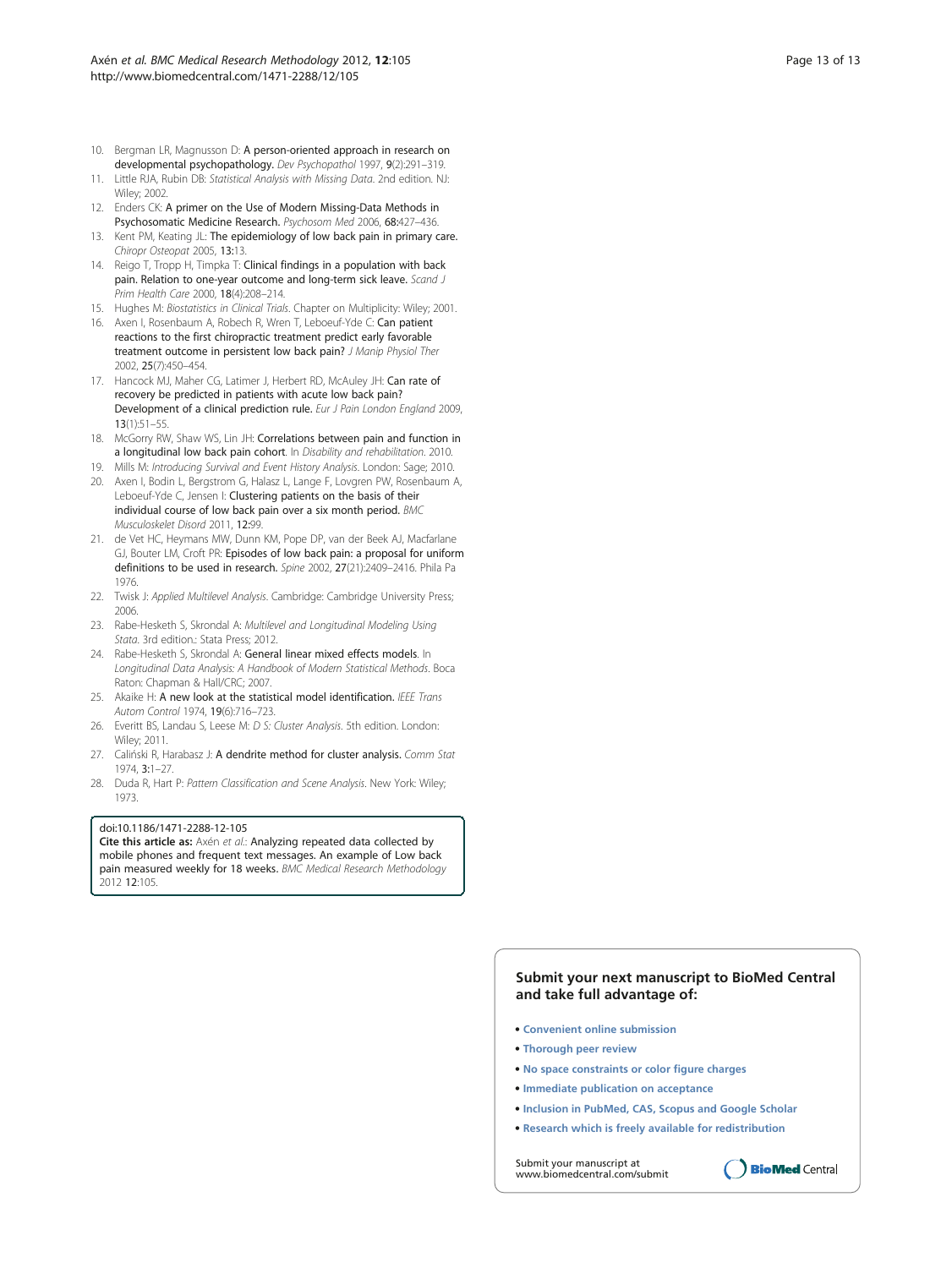10. Bergman LR, Magnusson D: **A person-oriented approach in research on developmental psychopathology.** *Dev Psychopathol* 1997, **9**(2):291–319.
11. Little RJA, Rubin DB: *Statistical Analysis with Missing Data.* 2nd edition. NJ: Wiley; 2002.
12. Enders CK: **A primer on the Use of Modern Missing-Data Methods in Psychosomatic Medicine Research.** *Psychosom Med* 2006, **68**:427–436.
13. Kent PM, Keating JL: **The epidemiology of low back pain in primary care.** *Chiropr Osteopat* 2005, **13**:13.
14. Reigo T, Tropp H, Timpka T: **Clinical findings in a population with back pain. Relation to one-year outcome and long-term sick leave.** *Scand J Prim Health Care* 2000, **18**(4):208–214.
15. Hughes M: *Biostatistics in Clinical Trials*. Chapter on Multiplicity: Wiley; 2001.
16. Axen I, Rosenbaum A, Robech R, Wren T, Leboeuf-Yde C: **Can patient reactions to the first chiropractic treatment predict early favorable treatment outcome in persistent low back pain?** *J Manip Physiol Ther* 2002, **25**(7):450–454.
17. Hancock MJ, Maher CG, Latimer J, Herbert RD, McAuley JH: **Can rate of recovery be predicted in patients with acute low back pain? Development of a clinical prediction rule.** *Eur J Pain London England* 2009, **13**(1):51–55.
18. McGorry RW, Shaw WS, Lin JH: **Correlations between pain and function in a longitudinal low back pain cohort**. In *Disability and rehabilitation*. 2010.
19. Mills M: *Introducing Survival and Event History Analysis*. London: Sage; 2010.
20. Axen I, Bodin L, Bergstrom G, Halasz L, Lange F, Lovgren PW, Rosenbaum A, Leboeuf-Yde C, Jensen I: **Clustering patients on the basis of their individual course of low back pain over a six month period.** *BMC Musculoskelet Disord* 2011, **12**:99.
21. de Vet HC, Heymans MW, Dunn KM, Pope DP, van der Beek AJ, Macfarlane GJ, Bouter LM, Croft PR: **Episodes of low back pain: a proposal for uniform definitions to be used in research.** *Spine* 2002, **27**(21):2409–2416. Phila Pa 1976.
22. Twisk J: *Applied Multilevel Analysis*. Cambridge: Cambridge University Press; 2006.
23. Rabe-Hesketh S, Skrondal A: *Multilevel and Longitudinal Modeling Using Stata*. 3rd edition.: Stata Press; 2012.
24. Rabe-Hesketh S, Skrondal A: **General linear mixed effects models**. In *Longitudinal Data Analysis: A Handbook of Modern Statistical Methods*. Boca Raton: Chapman & Hall/CRC; 2007.
25. Akaike H: **A new look at the statistical model identification.** *IEEE Trans Autom Control* 1974, **19**(6):716–723.
26. Everitt BS, Landau S, Leese M: *D S: Cluster Analysis*. 5th edition. London: Wiley; 2011.
27. Caliński R, Harabasz J: **A dendrite method for cluster analysis.** *Comm Stat* 1974, **3**:1–27.
28. Duda R, Hart P: *Pattern Classification and Scene Analysis*. New York: Wiley; 1973.

doi:10.1186/1471-2288-12-105

**Cite this article as:** Axén *et al.*: Analyzing repeated data collected by mobile phones and frequent text messages. An example of Low back pain measured weekly for 18 weeks. *BMC Medical Research Methodology* 2012 **12**:105.

**Submit your next manuscript to BioMed Central and take full advantage of:**

- **Convenient online submission**
- **Thorough peer review**
- **No space constraints or color figure charges**
- **Immediate publication on acceptance**
- **Inclusion in PubMed, CAS, Scopus and Google Scholar**
- **Research which is freely available for redistribution**

Submit your manuscript at
www.biomedcentral.com/submit